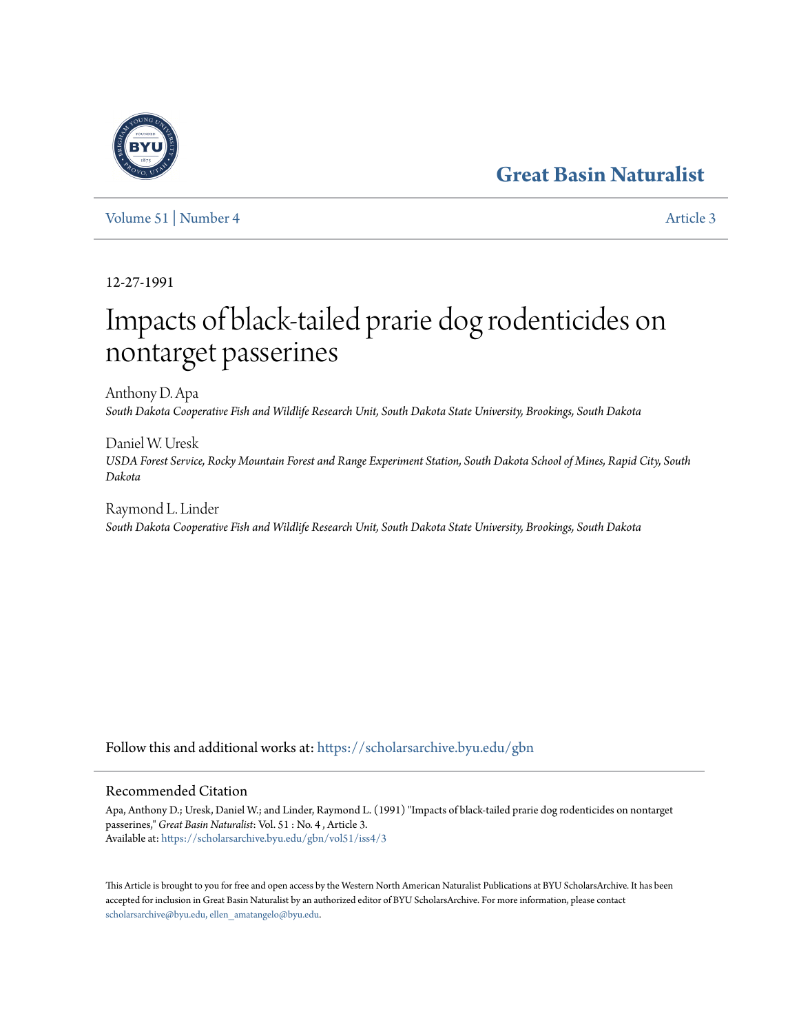# Great Basin Naturalist

Volume 51 | Number 4 Article 3

12-27-1991

# Impacts of black-tailed prarie dog rodenticides on nontarget passerines

Anthony D. Apa
*South Dakota Cooperative Fish and Wildlife Research Unit, South Dakota State University, Brookings, South Dakota*

Daniel W. Uresk
*USDA Forest Service, Rocky Mountain Forest and Range Experiment Station, South Dakota School of Mines, Rapid City, South Dakota*

Raymond L. Linder
*South Dakota Cooperative Fish and Wildlife Research Unit, South Dakota State University, Brookings, South Dakota*

Follow this and additional works at: https://scholarsarchive.byu.edu/gbn

## Recommended Citation

Apa, Anthony D.; Uresk, Daniel W.; and Linder, Raymond L. (1991) "Impacts of black-tailed prarie dog rodenticides on nontarget passerines," *Great Basin Naturalist*: Vol. 51 : No. 4 , Article 3.
Available at: https://scholarsarchive.byu.edu/gbn/vol51/iss4/3

This Article is brought to you for free and open access by the Western North American Naturalist Publications at BYU ScholarsArchive. It has been accepted for inclusion in Great Basin Naturalist by an authorized editor of BYU ScholarsArchive. For more information, please contact scholarsarchive@byu.edu, ellen_amatangelo@byu.edu.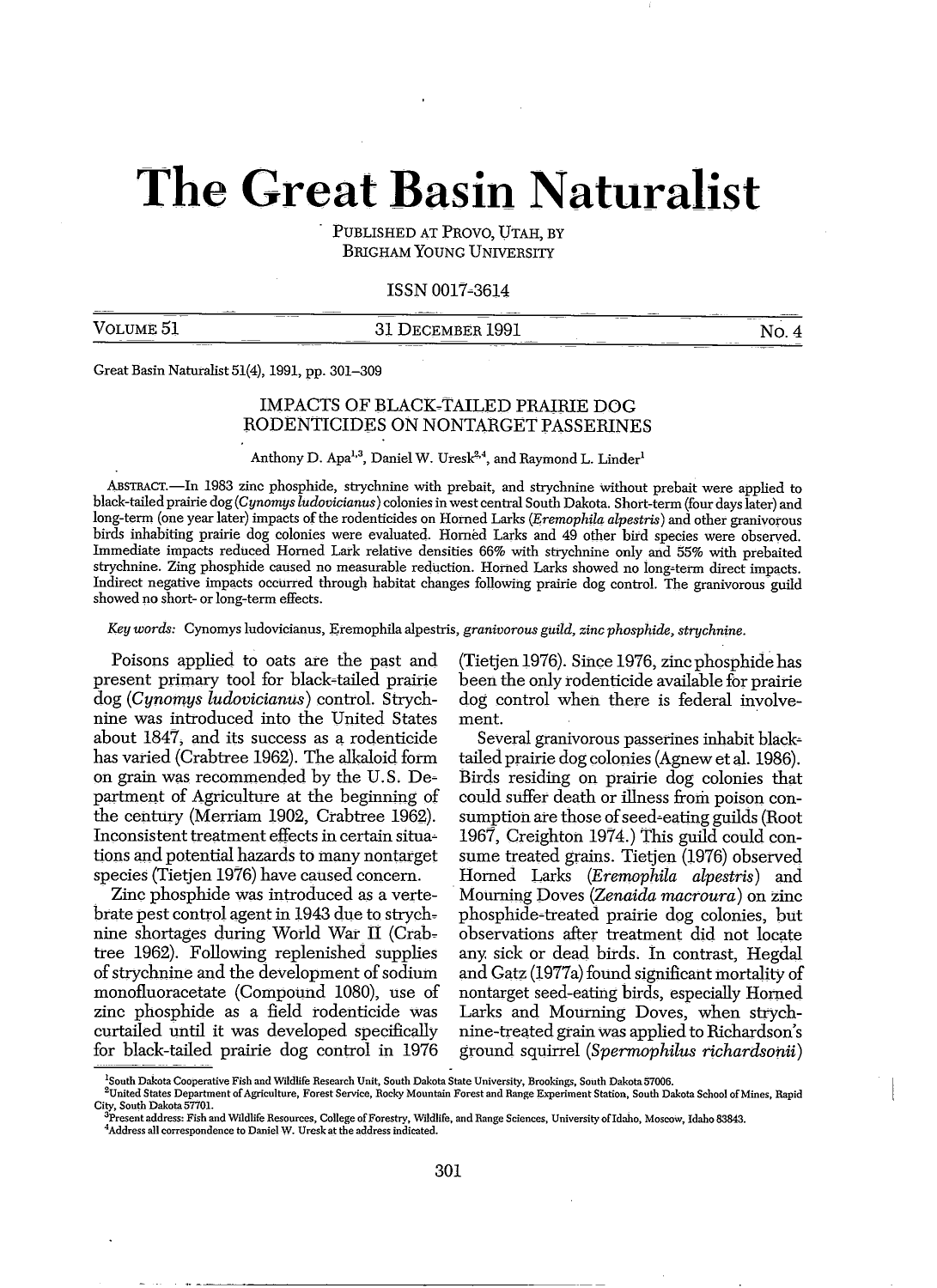Great Basin Naturalist 51(4), 1991, pp. 301–309

## IMPACTS OF BLACK-TAILED PRAIRIE DOG RODENTICIDES ON NONTARGET PASSERINES

Anthony D. Apa[1,3], Daniel W. Uresk[2,4], and Raymond L. Linder[1]

ABSTRACT.—In 1983 zinc phosphide, strychnine with prebait, and strychnine without prebait were applied to black-tailed prairie dog (*Cynomys ludovicianus*) colonies in west central South Dakota. Short-term (four days later) and long-term (one year later) impacts of the rodenticides on Horned Larks (*Eremophila alpestris*) and other granivorous birds inhabiting prairie dog colonies were evaluated. Horned Larks and 49 other bird species were observed. Immediate impacts reduced Horned Lark relative densities 66% with strychnine only and 55% with prebaited strychnine. Zing phosphide caused no measurable reduction. Horned Larks showed no long-term direct impacts. Indirect negative impacts occurred through habitat changes following prairie dog control. The granivorous guild showed no short- or long-term effects.

*Key words:* Cynomys ludovicianus, Eremophila alpestris, *granivorous guild, zinc phosphide, strychnine.*

Poisons applied to oats are the past and present primary tool for black-tailed prairie dog (*Cynomys ludovicianus*) control. Strychnine was introduced into the United States about 1847, and its success as a rodenticide has varied (Crabtree 1962). The alkaloid form on grain was recommended by the U.S. Department of Agriculture at the beginning of the century (Merriam 1902, Crabtree 1962). Inconsistent treatment effects in certain situations and potential hazards to many nontarget species (Tietjen 1976) have caused concern.

Zinc phosphide was introduced as a vertebrate pest control agent in 1943 due to strychnine shortages during World War II (Crabtree 1962). Following replenished supplies of strychnine and the development of sodium monofluoracetate (Compound 1080), use of zinc phosphide as a field rodenticide was curtailed until it was developed specifically for black-tailed prairie dog control in 1976 (Tietjen 1976). Since 1976, zinc phosphide has been the only rodenticide available for prairie dog control when there is federal involvement.

Several granivorous passerines inhabit black-tailed prairie dog colonies (Agnew et al. 1986). Birds residing on prairie dog colonies that could suffer death or illness from poison consumption are those of seed-eating guilds (Root 1967, Creighton 1974.) This guild could consume treated grains. Tietjen (1976) observed Horned Larks (*Eremophila alpestris*) and Mourning Doves (*Zenaida macroura*) on zinc phosphide-treated prairie dog colonies, but observations after treatment did not locate any sick or dead birds. In contrast, Hegdal and Gatz (1977a) found significant mortality of nontarget seed-eating birds, especially Horned Larks and Mourning Doves, when strychnine-treated grain was applied to Richardson's ground squirrel (*Spermophilus richardsonii*)

[1]South Dakota Cooperative Fish and Wildlife Research Unit, South Dakota State University, Brookings, South Dakota 57006.
[2]United States Department of Agriculture, Forest Service, Rocky Mountain Forest and Range Experiment Station, South Dakota School of Mines, Rapid City, South Dakota 57701.
[3]Present address: Fish and Wildlife Resources, College of Forestry, Wildlife, and Range Sciences, University of Idaho, Moscow, Idaho 83843.
[4]Address all correspondence to Daniel W. Uresk at the address indicated.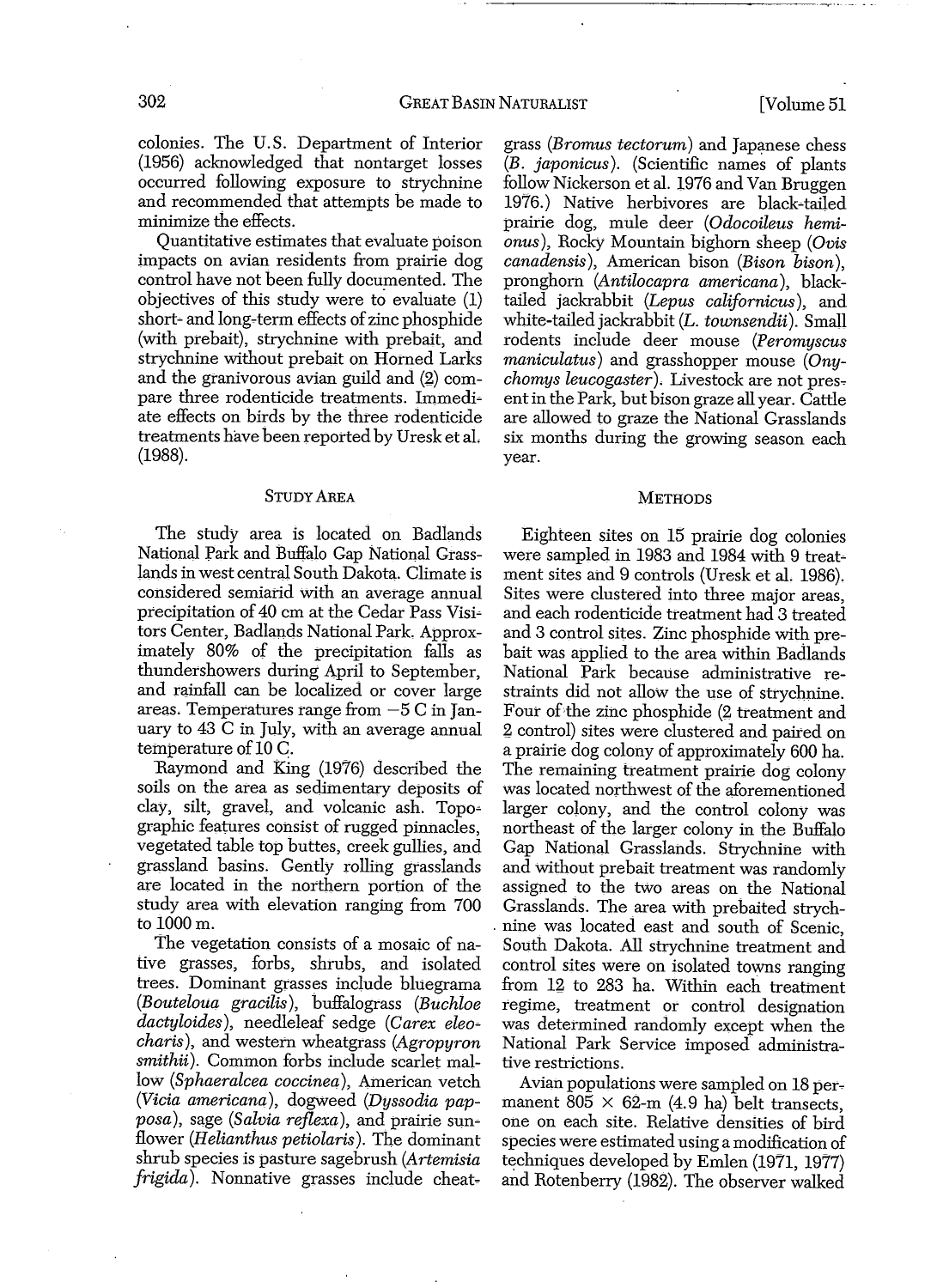colonies. The U.S. Department of Interior (1956) acknowledged that nontarget losses occurred following exposure to strychnine and recommended that attempts be made to minimize the effects.

Quantitative estimates that evaluate poison impacts on avian residents from prairie dog control have not been fully documented. The objectives of this study were to evaluate (1) short- and long-term effects of zinc phosphide (with prebait), strychnine with prebait, and strychnine without prebait on Horned Larks and the granivorous avian guild and (2) compare three rodenticide treatments. Immediate effects on birds by the three rodenticide treatments have been reported by Uresk et al. (1988).

## Study Area

The study area is located on Badlands National Park and Buffalo Gap National Grasslands in west central South Dakota. Climate is considered semiarid with an average annual precipitation of 40 cm at the Cedar Pass Visitors Center, Badlands National Park. Approximately 80% of the precipitation falls as thundershowers during April to September, and rainfall can be localized or cover large areas. Temperatures range from −5 C in January to 43 C in July, with an average annual temperature of 10 C.

Raymond and King (1976) described the soils on the area as sedimentary deposits of clay, silt, gravel, and volcanic ash. Topographic features consist of rugged pinnacles, vegetated table top buttes, creek gullies, and grassland basins. Gently rolling grasslands are located in the northern portion of the study area with elevation ranging from 700 to 1000 m.

The vegetation consists of a mosaic of native grasses, forbs, shrubs, and isolated trees. Dominant grasses include bluegrama (*Bouteloua gracilis*), buffalograss (*Buchloe dactyloides*), needleleaf sedge (*Carex eleocharis*), and western wheatgrass (*Agropyron smithii*). Common forbs include scarlet mallow (*Sphaeralcea coccinea*), American vetch (*Vicia americana*), dogweed (*Dyssodia papposa*), sage (*Salvia reflexa*), and prairie sunflower (*Helianthus petiolaris*). The dominant shrub species is pasture sagebrush (*Artemisia frigida*). Nonnative grasses include cheatgrass (*Bromus tectorum*) and Japanese chess (*B. japonicus*). (Scientific names of plants follow Nickerson et al. 1976 and Van Bruggen 1976.) Native herbivores are black-tailed prairie dog, mule deer (*Odocoileus hemionus*), Rocky Mountain bighorn sheep (*Ovis canadensis*), American bison (*Bison bison*), pronghorn (*Antilocapra americana*), black-tailed jackrabbit (*Lepus californicus*), and white-tailed jackrabbit (*L. townsendii*). Small rodents include deer mouse (*Peromyscus maniculatus*) and grasshopper mouse (*Onychomys leucogaster*). Livestock are not present in the Park, but bison graze all year. Cattle are allowed to graze the National Grasslands six months during the growing season each year.

## Methods

Eighteen sites on 15 prairie dog colonies were sampled in 1983 and 1984 with 9 treatment sites and 9 controls (Uresk et al. 1986). Sites were clustered into three major areas, and each rodenticide treatment had 3 treated and 3 control sites. Zinc phosphide with prebait was applied to the area within Badlands National Park because administrative restraints did not allow the use of strychnine. Four of the zinc phosphide (2 treatment and 2 control) sites were clustered and paired on a prairie dog colony of approximately 600 ha. The remaining treatment prairie dog colony was located northwest of the aforementioned larger colony, and the control colony was northeast of the larger colony in the Buffalo Gap National Grasslands. Strychnine with and without prebait treatment was randomly assigned to the two areas on the National Grasslands. The area with prebaited strychnine was located east and south of Scenic, South Dakota. All strychnine treatment and control sites were on isolated towns ranging from 12 to 283 ha. Within each treatment regime, treatment or control designation was determined randomly except when the National Park Service imposed administrative restrictions.

Avian populations were sampled on 18 permanent 805 × 62-m (4.9 ha) belt transects, one on each site. Relative densities of bird species were estimated using a modification of techniques developed by Emlen (1971, 1977) and Rotenberry (1982). The observer walked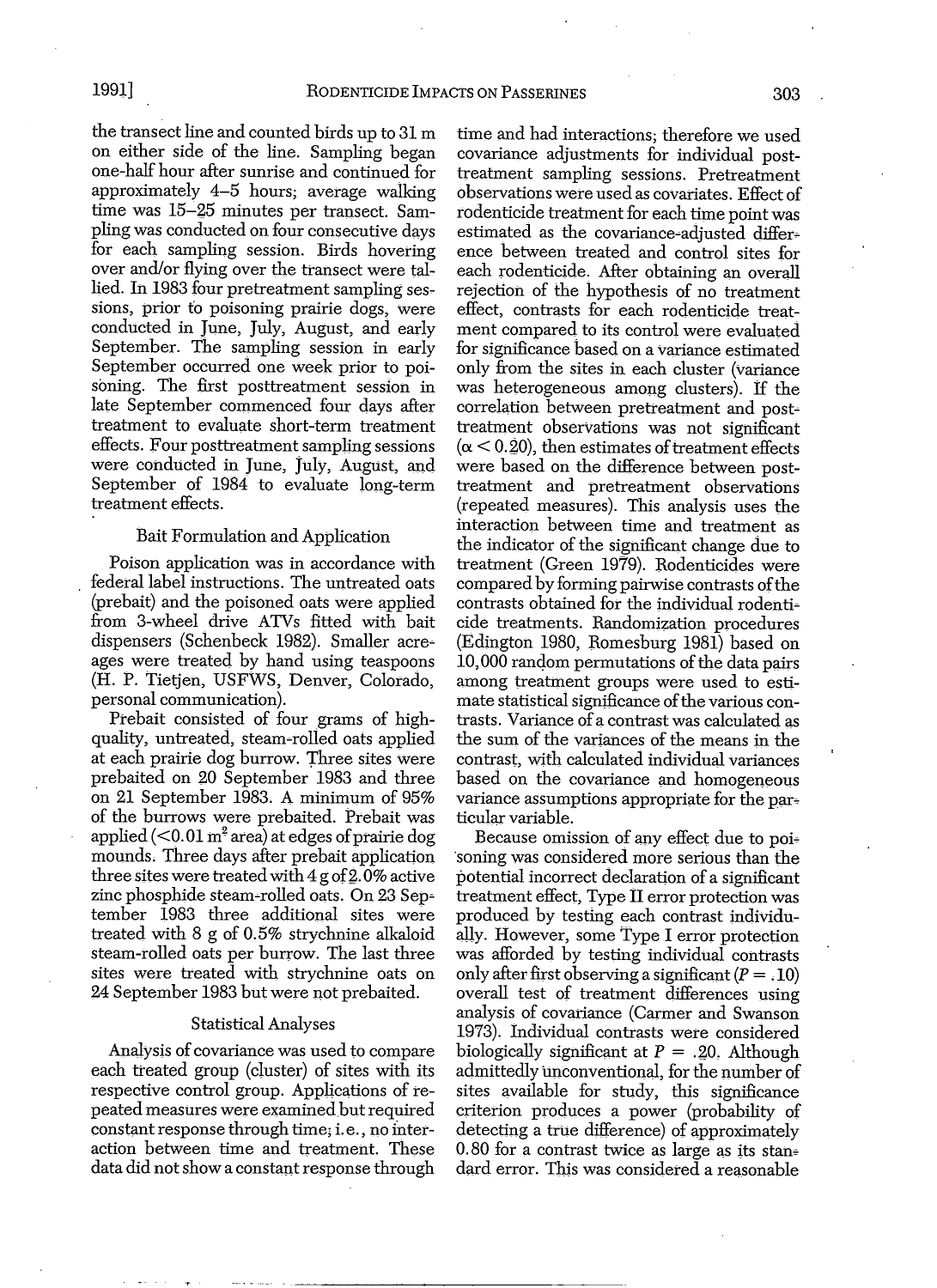the transect line and counted birds up to 31 m on either side of the line. Sampling began one-half hour after sunrise and continued for approximately 4–5 hours; average walking time was 15–25 minutes per transect. Sampling was conducted on four consecutive days for each sampling session. Birds hovering over and/or flying over the transect were tallied. In 1983 four pretreatment sampling sessions, prior to poisoning prairie dogs, were conducted in June, July, August, and early September. The sampling session in early September occurred one week prior to poisoning. The first posttreatment session in late September commenced four days after treatment to evaluate short-term treatment effects. Four posttreatment sampling sessions were conducted in June, July, August, and September of 1984 to evaluate long-term treatment effects.

### Bait Formulation and Application

Poison application was in accordance with federal label instructions. The untreated oats (prebait) and the poisoned oats were applied from 3-wheel drive ATVs fitted with bait dispensers (Schenbeck 1982). Smaller acreages were treated by hand using teaspoons (H. P. Tietjen, USFWS, Denver, Colorado, personal communication).

Prebait consisted of four grams of high-quality, untreated, steam-rolled oats applied at each prairie dog burrow. Three sites were prebaited on 20 September 1983 and three on 21 September 1983. A minimum of 95% of the burrows were prebaited. Prebait was applied ($<0.01$ m$^2$ area) at edges of prairie dog mounds. Three days after prebait application three sites were treated with 4 g of 2.0% active zinc phosphide steam-rolled oats. On 23 September 1983 three additional sites were treated with 8 g of 0.5% strychnine alkaloid steam-rolled oats per burrow. The last three sites were treated with strychnine oats on 24 September 1983 but were not prebaited.

### Statistical Analyses

Analysis of covariance was used to compare each treated group (cluster) of sites with its respective control group. Applications of repeated measures were examined but required constant response through time; i.e., no interaction between time and treatment. These data did not show a constant response through time and had interactions; therefore we used covariance adjustments for individual posttreatment sampling sessions. Pretreatment observations were used as covariates. Effect of rodenticide treatment for each time point was estimated as the covariance-adjusted difference between treated and control sites for each rodenticide. After obtaining an overall rejection of the hypothesis of no treatment effect, contrasts for each rodenticide treatment compared to its control were evaluated for significance based on a variance estimated only from the sites in each cluster (variance was heterogeneous among clusters). If the correlation between pretreatment and posttreatment observations was not significant ($\alpha < 0.20$), then estimates of treatment effects were based on the difference between posttreatment and pretreatment observations (repeated measures). This analysis uses the interaction between time and treatment as the indicator of the significant change due to treatment (Green 1979). Rodenticides were compared by forming pairwise contrasts of the contrasts obtained for the individual rodenticide treatments. Randomization procedures (Edington 1980, Romesburg 1981) based on 10,000 random permutations of the data pairs among treatment groups were used to estimate statistical significance of the various contrasts. Variance of a contrast was calculated as the sum of the variances of the means in the contrast, with calculated individual variances based on the covariance and homogeneous variance assumptions appropriate for the particular variable.

Because omission of any effect due to poisoning was considered more serious than the potential incorrect declaration of a significant treatment effect, Type II error protection was produced by testing each contrast individually. However, some Type I error protection was afforded by testing individual contrasts only after first observing a significant ($P = .10$) overall test of treatment differences using analysis of covariance (Carmer and Swanson 1973). Individual contrasts were considered biologically significant at $P = .20$. Although admittedly unconventional, for the number of sites available for study, this significance criterion produces a power (probability of detecting a true difference) of approximately 0.80 for a contrast twice as large as its standard error. This was considered a reasonable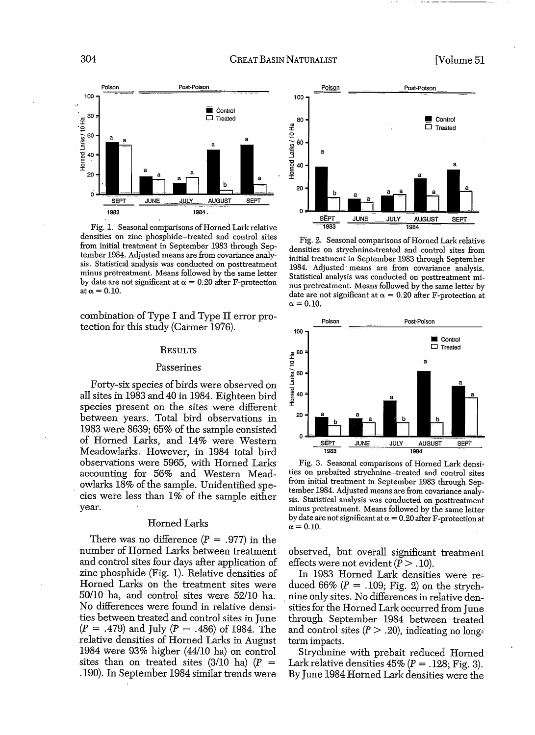Fig. 1. Seasonal comparisons of Horned Lark relative densities on zinc phosphide–treated and control sites from initial treatment in September 1983 through September 1984. Adjusted means are from covariance analysis. Statistical analysis was conducted on posttreatment minus pretreatment. Means followed by the same letter by date are not significant at $\alpha = 0.20$ after F-protection at $\alpha = 0.10$.

combination of Type I and Type II error protection for this study (Carmer 1976).

## Results

### Passerines

Forty-six species of birds were observed on all sites in 1983 and 40 in 1984. Eighteen bird species present on the sites were different between years. Total bird observations in 1983 were 8639; 65% of the sample consisted of Horned Larks, and 14% were Western Meadowlarks. However, in 1984 total bird observations were 5965, with Horned Larks accounting for 56% and Western Meadowlarks 18% of the sample. Unidentified species were less than 1% of the sample either year.

### Horned Larks

There was no difference ($P = .977$) in the number of Horned Larks between treatment and control sites four days after application of zinc phosphide (Fig. 1). Relative densities of Horned Larks on the treatment sites were 50/10 ha, and control sites were 52/10 ha. No differences were found in relative densities between treated and control sites in June ($P = .479$) and July ($P = .486$) of 1984. The relative densities of Horned Larks in August 1984 were 93% higher (44/10 ha) on control sites than on treated sites (3/10 ha) ($P = .190$). In September 1984 similar trends were observed, but overall significant treatment effects were not evident ($P > .10$).

In 1983 Horned Lark densities were reduced 66% ($P = .109$; Fig. 2) on the strychnine only sites. No differences in relative densities for the Horned Lark occurred from June through September 1984 between treated and control sites ($P > .20$), indicating no long-term impacts.

Strychnine with prebait reduced Horned Lark relative densities 45% ($P = .128$; Fig. 3). By June 1984 Horned Lark densities were the

Fig. 2. Seasonal comparisons of Horned Lark relative densities on strychnine-treated and control sites from initial treatment in September 1983 through September 1984. Adjusted means are from covariance analysis. Statistical analysis was conducted on posttreatment minus pretreatment. Means followed by the same letter by date are not significant at $\alpha = 0.20$ after F-protection at $\alpha = 0.10$.

Fig. 3. Seasonal comparisons of Horned Lark densities on prebaited strychnine-treated and control sites from initial treatment in September 1983 through September 1984. Adjusted means are from covariance analysis. Statistical analysis was conducted on posttreatment minus pretreatment. Means followed by the same letter by date are not significant at $\alpha = 0.20$ after F-protection at $\alpha = 0.10$.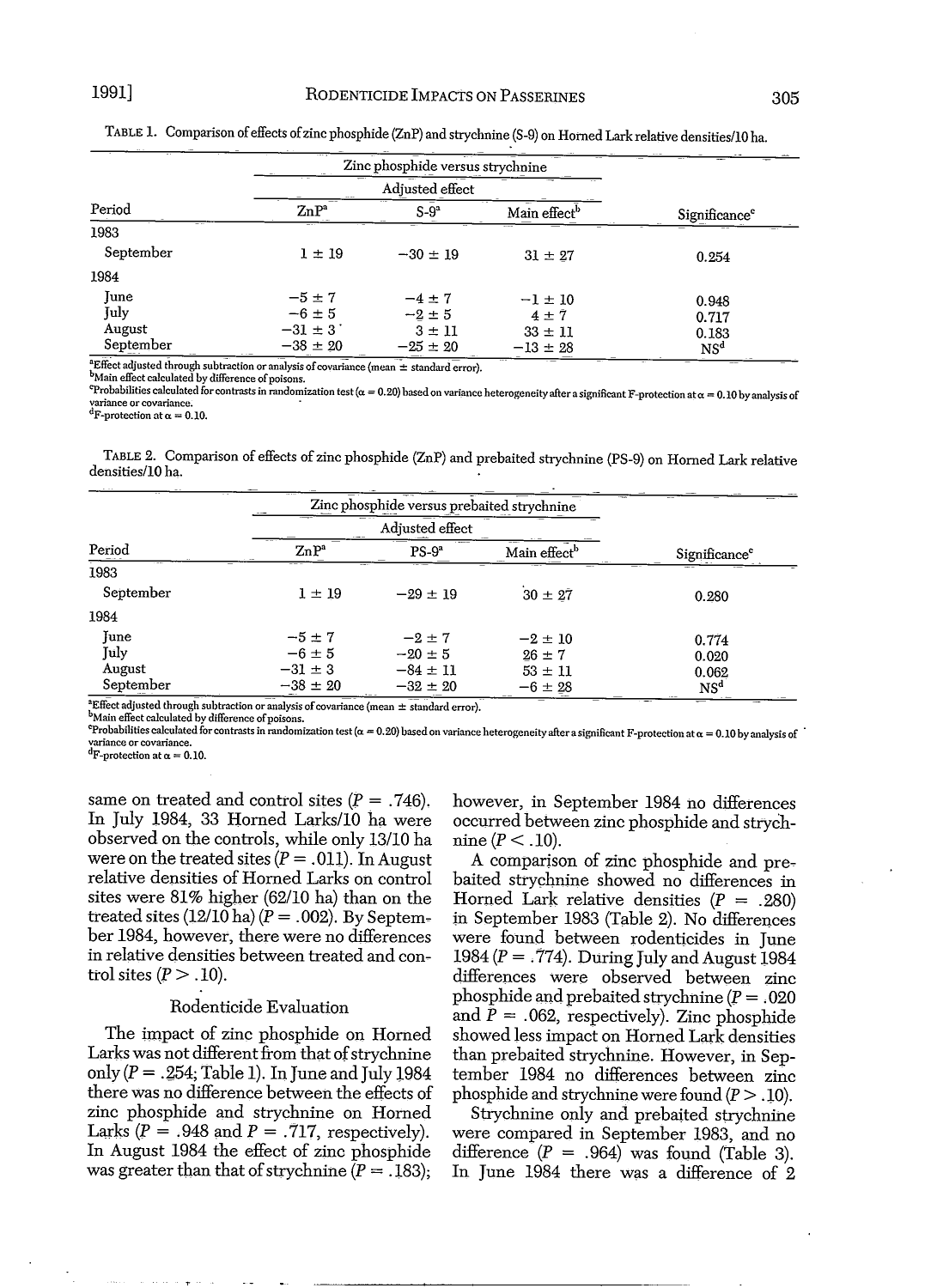TABLE 1. Comparison of effects of zinc phosphide (ZnP) and strychnine (S-9) on Horned Lark relative densities/10 ha.

| | Zinc phosphide versus strychnine | | | |
|---|---|---|---|---|
| | Adjusted effect | | | |
| Period | ZnP[a] | S-9[a] | Main effect[b] | Significance[c] |
| 1983 | | | | |
| September | 1 ± 19 | −30 ± 19 | 31 ± 27 | 0.254 |
| 1984 | | | | |
| June | −5 ± 7 | −4 ± 7 | −1 ± 10 | 0.948 |
| July | −6 ± 5 | −2 ± 5 | 4 ± 7 | 0.717 |
| August | −31 ± 3 | 3 ± 11 | 33 ± 11 | 0.183 |
| September | −38 ± 20 | −25 ± 20 | −13 ± 28 | NS[d] |

[a]Effect adjusted through subtraction or analysis of covariance (mean ± standard error).
[b]Main effect calculated by difference of poisons.
[c]Probabilities calculated for contrasts in randomization test ($\alpha = 0.20$) based on variance heterogeneity after a significant F-protection at $\alpha = 0.10$ by analysis of variance or covariance.
[d]F-protection at $\alpha = 0.10$.

TABLE 2. Comparison of effects of zinc phosphide (ZnP) and prebaited strychnine (PS-9) on Horned Lark relative densities/10 ha.

| | Zinc phosphide versus prebaited strychnine | | | |
|---|---|---|---|---|
| | Adjusted effect | | | |
| Period | ZnP[a] | PS-9[a] | Main effect[b] | Significance[c] |
| 1983 | | | | |
| September | 1 ± 19 | −29 ± 19 | 30 ± 27 | 0.280 |
| 1984 | | | | |
| June | −5 ± 7 | −2 ± 7 | −2 ± 10 | 0.774 |
| July | −6 ± 5 | −20 ± 5 | 26 ± 7 | 0.020 |
| August | −31 ± 3 | −84 ± 11 | 53 ± 11 | 0.062 |
| September | −38 ± 20 | −32 ± 20 | −6 ± 28 | NS[d] |

[a]Effect adjusted through subtraction or analysis of covariance (mean ± standard error).
[b]Main effect calculated by difference of poisons.
[c]Probabilities calculated for contrasts in randomization test ($\alpha = 0.20$) based on variance heterogeneity after a significant F-protection at $\alpha = 0.10$ by analysis of variance or covariance.
[d]F-protection at $\alpha = 0.10$.

same on treated and control sites ($P = .746$). In July 1984, 33 Horned Larks/10 ha were observed on the controls, while only 13/10 ha were on the treated sites ($P = .011$). In August relative densities of Horned Larks on control sites were 81% higher (62/10 ha) than on the treated sites (12/10 ha) ($P = .002$). By September 1984, however, there were no differences in relative densities between treated and control sites ($P > .10$).

## Rodenticide Evaluation

The impact of zinc phosphide on Horned Larks was not different from that of strychnine only ($P = .254$; Table 1). In June and July 1984 there was no difference between the effects of zinc phosphide and strychnine on Horned Larks ($P = .948$ and $P = .717$, respectively). In August 1984 the effect of zinc phosphide was greater than that of strychnine ($P = .183$); however, in September 1984 no differences occurred between zinc phosphide and strychnine ($P < .10$).

A comparison of zinc phosphide and prebaited strychnine showed no differences in Horned Lark relative densities ($P = .280$) in September 1983 (Table 2). No differences were found between rodenticides in June 1984 ($P = .774$). During July and August 1984 differences were observed between zinc phosphide and prebaited strychnine ($P = .020$ and $P = .062$, respectively). Zinc phosphide showed less impact on Horned Lark densities than prebaited strychnine. However, in September 1984 no differences between zinc phosphide and strychnine were found ($P > .10$).

Strychnine only and prebaited strychnine were compared in September 1983, and no difference ($P = .964$) was found (Table 3). In June 1984 there was a difference of 2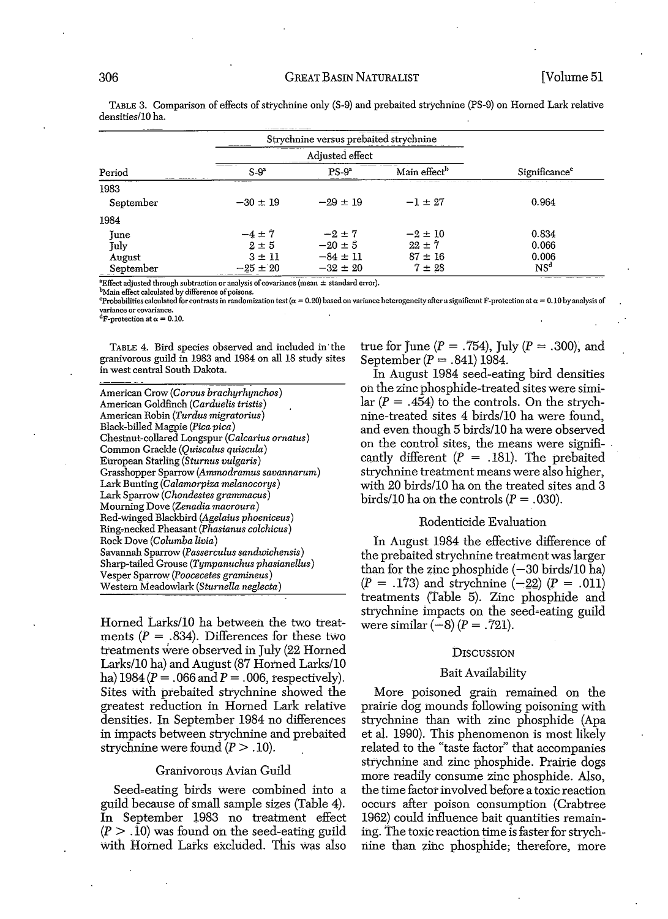TABLE 3. Comparison of effects of strychnine only (S-9) and prebaited strychnine (PS-9) on Horned Lark relative densities/10 ha.

| | Strychnine versus prebaited strychnine | | | |
|---|---|---|---|---|
| | Adjusted effect | | | |
| Period | S-9[a] | PS-9[a] | Main effect[b] | Significance[c] |
| 1983 | | | | |
| September | −30 ± 19 | −29 ± 19 | −1 ± 27 | 0.964 |
| 1984 | | | | |
| June | −4 ± 7 | −2 ± 7 | −2 ± 10 | 0.834 |
| July | 2 ± 5 | −20 ± 5 | 22 ± 7 | 0.066 |
| August | 3 ± 11 | −84 ± 11 | 87 ± 16 | 0.006 |
| September | −25 ± 20 | −32 ± 20 | 7 ± 28 | NS[d] |

[a]Effect adjusted through subtraction or analysis of covariance (mean ± standard error).
[b]Main effect calculated by difference of poisons.
[c]Probabilities calculated for contrasts in randomization test (α = 0.20) based on variance heterogeneity after a significant F-protection at α = 0.10 by analysis of variance or covariance.
[d]F-protection at α = 0.10.

TABLE 4. Bird species observed and included in the granivorous guild in 1983 and 1984 on all 18 study sites in west central South Dakota.

| |
|---|
| American Crow (*Corvus brachyrhynchos*) |
| American Goldfinch (*Carduelis tristis*) |
| American Robin (*Turdus migratorius*) |
| Black-billed Magpie (*Pica pica*) |
| Chestnut-collared Longspur (*Calcarius ornatus*) |
| Common Grackle (*Quiscalus quiscula*) |
| European Starling (*Sturnus vulgaris*) |
| Grasshopper Sparrow (*Ammodramus savannarum*) |
| Lark Bunting (*Calamorpiza melanocorys*) |
| Lark Sparrow (*Chondestes grammacus*) |
| Mourning Dove (*Zenadia macroura*) |
| Red-winged Blackbird (*Agelaius phoeniceus*) |
| Ring-necked Pheasant (*Phasianus colchicus*) |
| Rock Dove (*Columba livia*) |
| Savannah Sparrow (*Passerculus sandwichensis*) |
| Sharp-tailed Grouse (*Tympanuchus phasianellus*) |
| Vesper Sparrow (*Pooecetes gramineus*) |
| Western Meadowlark (*Sturnella neglecta*) |

Horned Larks/10 ha between the two treatments ($P = .834$). Differences for these two treatments were observed in July (22 Horned Larks/10 ha) and August (87 Horned Larks/10 ha) 1984 ($P = .066$ and $P = .006$, respectively). Sites with prebaited strychnine showed the greatest reduction in Horned Lark relative densities. In September 1984 no differences in impacts between strychnine and prebaited strychnine were found ($P > .10$).

### Granivorous Avian Guild

Seed-eating birds were combined into a guild because of small sample sizes (Table 4). In September 1983 no treatment effect ($P > .10$) was found on the seed-eating guild with Horned Larks excluded. This was also true for June ($P = .754$), July ($P = .300$), and September ($P = .841$) 1984.

In August 1984 seed-eating bird densities on the zinc phosphide-treated sites were similar ($P = .454$) to the controls. On the strychnine-treated sites 4 birds/10 ha were found, and even though 5 birds/10 ha were observed on the control sites, the means were significantly different ($P = .181$). The prebaited strychnine treatment means were also higher, with 20 birds/10 ha on the treated sites and 3 birds/10 ha on the controls ($P = .030$).

### Rodenticide Evaluation

In August 1984 the effective difference of the prebaited strychnine treatment was larger than for the zinc phosphide (−30 birds/10 ha) ($P = .173$) and strychnine (−22) ($P = .011$) treatments (Table 5). Zinc phosphide and strychnine impacts on the seed-eating guild were similar (−8) ($P = .721$).

## DISCUSSION

### Bait Availability

More poisoned grain remained on the prairie dog mounds following poisoning with strychnine than with zinc phosphide (Apa et al. 1990). This phenomenon is most likely related to the "taste factor" that accompanies strychnine and zinc phosphide. Prairie dogs more readily consume zinc phosphide. Also, the time factor involved before a toxic reaction occurs after poison consumption (Crabtree 1962) could influence bait quantities remaining. The toxic reaction time is faster for strychnine than zinc phosphide; therefore, more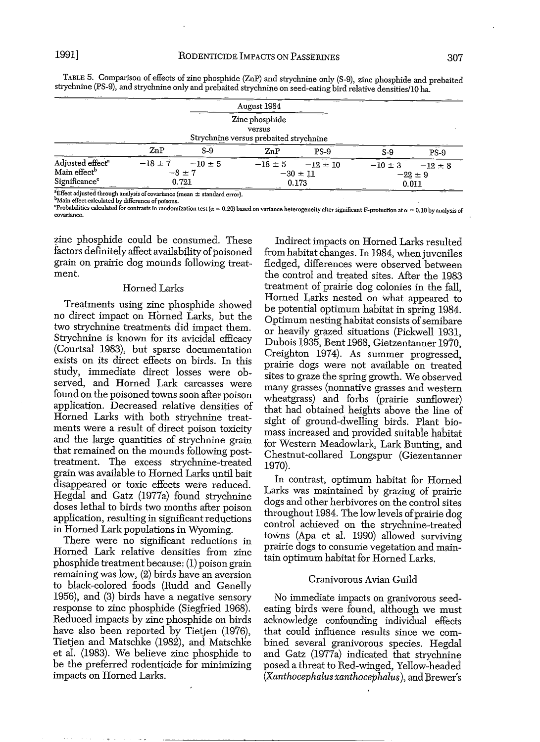TABLE 5. Comparison of effects of zinc phosphide (ZnP) and strychnine only (S-9), zinc phosphide and prebaited strychnine (PS-9), and strychnine only and prebaited strychnine on seed-eating bird relative densities/10 ha.

| | August 1984 | | | | | |
|---|---|---|---|---|---|---|
| | Zinc phosphide versus Strychnine versus prebaited strychnine | | | | | |
| | ZnP | S-9 | ZnP | PS-9 | S-9 | PS-9 |
| Adjusted effect[a] | −18 ± 7 | −10 ± 5 | −18 ± 5 | −12 ± 10 | −10 ± 3 | −12 ± 8 |
| Main effect[b] | −8 ± 7 | | −30 ± 11 | | −22 ± 9 | |
| Significance[c] | 0.721 | | 0.173 | | 0.011 | |

[a]Effect adjusted through analysis of covariance (mean ± standard error).
[b]Main effect calculated by difference of poisons.
[c]Probabilities calculated for contrasts in randomization test ($\alpha = 0.20$) based on variance heterogeneity after significant F-protection at $\alpha = 0.10$ by analysis of covariance.

zinc phosphide could be consumed. These factors definitely affect availability of poisoned grain on prairie dog mounds following treatment.

### Horned Larks

Treatments using zinc phosphide showed no direct impact on Horned Larks, but the two strychnine treatments did impact them. Strychnine is known for its avicidal efficacy (Courtsal 1983), but sparse documentation exists on its direct effects on birds. In this study, immediate direct losses were observed, and Horned Lark carcasses were found on the poisoned towns soon after poison application. Decreased relative densities of Horned Larks with both strychnine treatments were a result of direct poison toxicity and the large quantities of strychnine grain that remained on the mounds following post-treatment. The excess strychnine-treated grain was available to Horned Larks until bait disappeared or toxic effects were reduced. Hegdal and Gatz (1977a) found strychnine doses lethal to birds two months after poison application, resulting in significant reductions in Horned Lark populations in Wyoming.

There were no significant reductions in Horned Lark relative densities from zinc phosphide treatment because: (1) poison grain remaining was low, (2) birds have an aversion to black-colored foods (Rudd and Genelly 1956), and (3) birds have a negative sensory response to zinc phosphide (Siegfried 1968). Reduced impacts by zinc phosphide on birds have also been reported by Tietjen (1976), Tietjen and Matschke (1982), and Matschke et al. (1983). We believe zinc phosphide to be the preferred rodenticide for minimizing impacts on Horned Larks.

Indirect impacts on Horned Larks resulted from habitat changes. In 1984, when juveniles fledged, differences were observed between the control and treated sites. After the 1983 treatment of prairie dog colonies in the fall, Horned Larks nested on what appeared to be potential optimum habitat in spring 1984. Optimum nesting habitat consists of semibare or heavily grazed situations (Pickwell 1931, Dubois 1935, Bent 1968, Gietzentanner 1970, Creighton 1974). As summer progressed, prairie dogs were not available on treated sites to graze the spring growth. We observed many grasses (nonnative grasses and western wheatgrass) and forbs (prairie sunflower) that had obtained heights above the line of sight of ground-dwelling birds. Plant biomass increased and provided suitable habitat for Western Meadowlark, Lark Bunting, and Chestnut-collared Longspur (Giezentanner 1970).

In contrast, optimum habitat for Horned Larks was maintained by grazing of prairie dogs and other herbivores on the control sites throughout 1984. The low levels of prairie dog control achieved on the strychnine-treated towns (Apa et al. 1990) allowed surviving prairie dogs to consume vegetation and maintain optimum habitat for Horned Larks.

### Granivorous Avian Guild

No immediate impacts on granivorous seed-eating birds were found, although we must acknowledge confounding individual effects that could influence results since we combined several granivorous species. Hegdal and Gatz (1977a) indicated that strychnine posed a threat to Red-winged, Yellow-headed (*Xanthocephalus xanthocephalus*), and Brewer's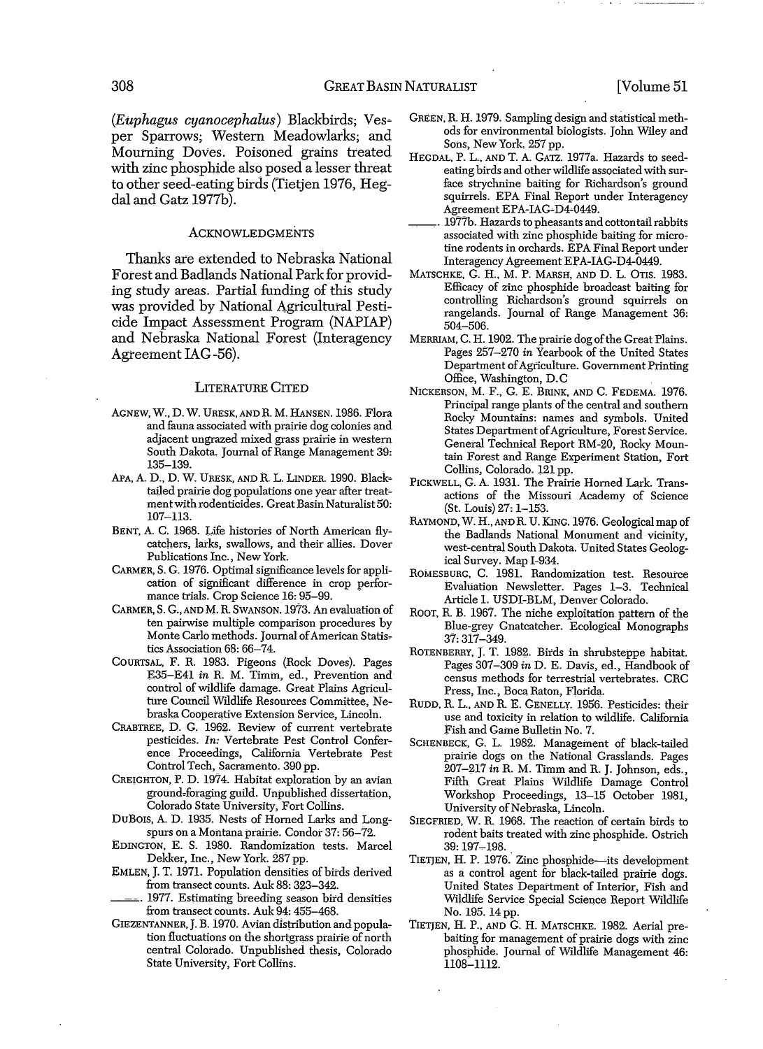(*Euphagus cyanocephalus*) Blackbirds; Vesper Sparrows; Western Meadowlarks; and Mourning Doves. Poisoned grains treated with zinc phosphide also posed a lesser threat to other seed-eating birds (Tietjen 1976, Hegdal and Gatz 1977b).

## Acknowledgments

Thanks are extended to Nebraska National Forest and Badlands National Park for providing study areas. Partial funding of this study was provided by National Agricultural Pesticide Impact Assessment Program (NAPIAP) and Nebraska National Forest (Interagency Agreement IAG-56).

## Literature Cited

Agnew, W., D. W. Uresk, and R. M. Hansen. 1986. Flora and fauna associated with prairie dog colonies and adjacent ungrazed mixed grass prairie in western South Dakota. Journal of Range Management 39: 135–139.

Apa, A. D., D. W. Uresk, and R. L. Linder. 1990. Black-tailed prairie dog populations one year after treatment with rodenticides. Great Basin Naturalist 50: 107–113.

Bent, A. C. 1968. Life histories of North American flycatchers, larks, swallows, and their allies. Dover Publications Inc., New York.

Carmer, S. G. 1976. Optimal significance levels for application of significant difference in crop performance trials. Crop Science 16: 95–99.

Carmer, S. G., and M. R. Swanson. 1973. An evaluation of ten pairwise multiple comparison procedures by Monte Carlo methods. Journal of American Statistics Association 68: 66–74.

Courtsal, F. R. 1983. Pigeons (Rock Doves). Pages E35–E41 *in* R. M. Timm, ed., Prevention and control of wildlife damage. Great Plains Agriculture Council Wildlife Resources Committee, Nebraska Cooperative Extension Service, Lincoln.

Crabtree, D. G. 1962. Review of current vertebrate pesticides. *In:* Vertebrate Pest Control Conference Proceedings, California Vertebrate Pest Control Tech, Sacramento. 390 pp.

Creighton, P. D. 1974. Habitat exploration by an avian ground-foraging guild. Unpublished dissertation, Colorado State University, Fort Collins.

DuBois, A. D. 1935. Nests of Horned Larks and Longspurs on a Montana prairie. Condor 37: 56–72.

Edington, E. S. 1980. Randomization tests. Marcel Dekker, Inc., New York. 287 pp.

Emlen, J. T. 1971. Population densities of birds derived from transect counts. Auk 88: 323–342.

———. 1977. Estimating breeding season bird densities from transect counts. Auk 94: 455–468.

Giezentanner, J. B. 1970. Avian distribution and population fluctuations on the shortgrass prairie of north central Colorado. Unpublished thesis, Colorado State University, Fort Collins.

Green, R. H. 1979. Sampling design and statistical methods for environmental biologists. John Wiley and Sons, New York. 257 pp.

Hegdal, P. L., and T. A. Gatz. 1977a. Hazards to seed-eating birds and other wildlife associated with surface strychnine baiting for Richardson's ground squirrels. EPA Final Report under Interagency Agreement EPA-IAG-D4-0449.

———. 1977b. Hazards to pheasants and cottontail rabbits associated with zinc phosphide baiting for microtine rodents in orchards. EPA Final Report under Interagency Agreement EPA-IAG-D4-0449.

Matschke, G. H., M. P. Marsh, and D. L. Otis. 1983. Efficacy of zinc phosphide broadcast baiting for controlling Richardson's ground squirrels on rangelands. Journal of Range Management 36: 504–506.

Merriam, C. H. 1902. The prairie dog of the Great Plains. Pages 257–270 *in* Yearbook of the United States Department of Agriculture. Government Printing Office, Washington, D.C

Nickerson, M. F., G. E. Brink, and C. Fedema. 1976. Principal range plants of the central and southern Rocky Mountains: names and symbols. United States Department of Agriculture, Forest Service. General Technical Report RM-20, Rocky Mountain Forest and Range Experiment Station, Fort Collins, Colorado. 121 pp.

Pickwell, G. A. 1931. The Prairie Horned Lark. Transactions of the Missouri Academy of Science (St. Louis) 27: 1–153.

Raymond, W. H., and R. U. King. 1976. Geological map of the Badlands National Monument and vicinity, west-central South Dakota. United States Geological Survey. Map I-934.

Romesburg, C. 1981. Randomization test. Resource Evaluation Newsletter. Pages 1–3. Technical Article 1. USDI-BLM, Denver Colorado.

Root, R. B. 1967. The niche exploitation pattern of the Blue-grey Gnatcatcher. Ecological Monographs 37: 317–349.

Rotenberry, J. T. 1982. Birds in shrubsteppe habitat. Pages 307–309 *in* D. E. Davis, ed., Handbook of census methods for terrestrial vertebrates. CRC Press, Inc., Boca Raton, Florida.

Rudd, R. L., and R. E. Genelly. 1956. Pesticides: their use and toxicity in relation to wildlife. California Fish and Game Bulletin No. 7.

Schenbeck, G. L. 1982. Management of black-tailed prairie dogs on the National Grasslands. Pages 207–217 *in* R. M. Timm and R. J. Johnson, eds., Fifth Great Plains Wildlife Damage Control Workshop Proceedings, 13–15 October 1981, University of Nebraska, Lincoln.

Siegfried, W. R. 1968. The reaction of certain birds to rodent baits treated with zinc phosphide. Ostrich 39: 197–198.

Tietjen, H. P. 1976. Zinc phosphide—its development as a control agent for black-tailed prairie dogs. United States Department of Interior, Fish and Wildlife Service Special Science Report Wildlife No. 195. 14 pp.

Tietjen, H. P., and G. H. Matschke. 1982. Aerial prebaiting for management of prairie dogs with zinc phosphide. Journal of Wildlife Management 46: 1108–1112.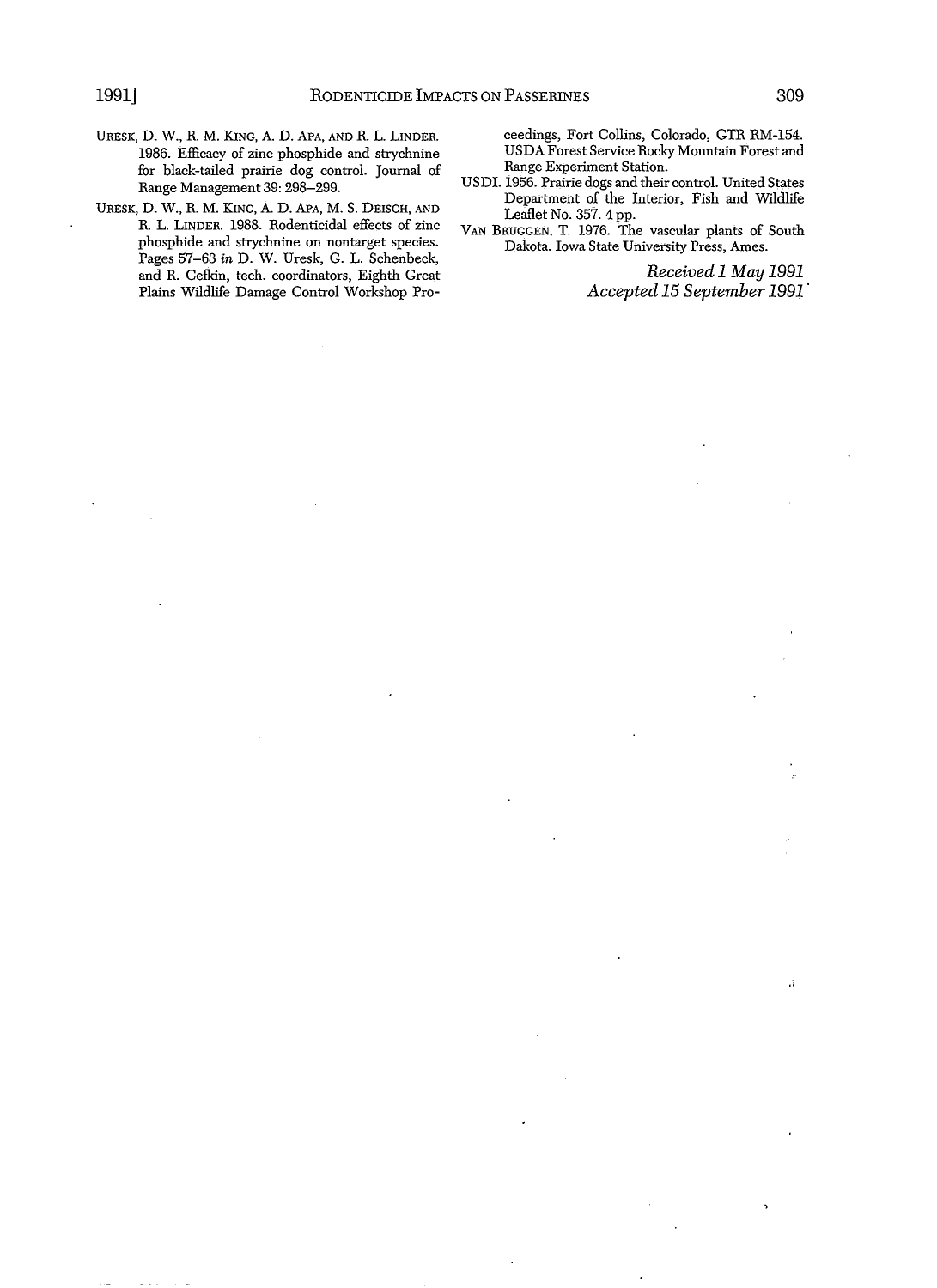URESK, D. W., R. M. KING, A. D. APA, AND R. L. LINDER. 1986. Efficacy of zinc phosphide and strychnine for black-tailed prairie dog control. Journal of Range Management 39: 298–299.

URESK, D. W., R. M. KING, A. D. APA, M. S. DEISCH, AND R. L. LINDER. 1988. Rodenticidal effects of zinc phosphide and strychnine on nontarget species. Pages 57–63 *in* D. W. Uresk, G. L. Schenbeck, and R. Cefkin, tech. coordinators, Eighth Great Plains Wildlife Damage Control Workshop Proceedings, Fort Collins, Colorado, GTR RM-154. USDA Forest Service Rocky Mountain Forest and Range Experiment Station.

USDI. 1956. Prairie dogs and their control. United States Department of the Interior, Fish and Wildlife Leaflet No. 357. 4 pp.

VAN BRUGGEN, T. 1976. The vascular plants of South Dakota. Iowa State University Press, Ames.

*Received 1 May 1991*
*Accepted 15 September 1991*